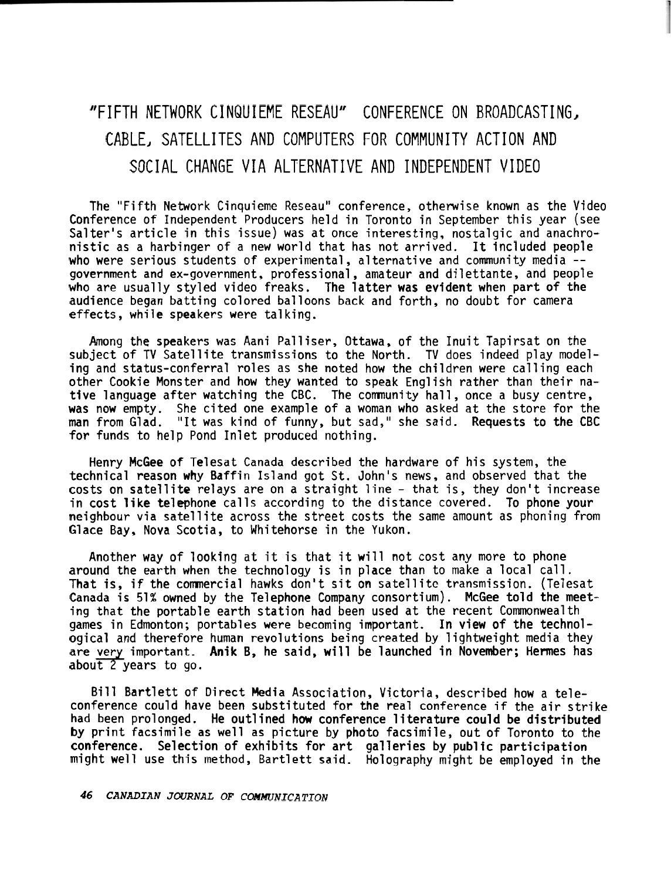# "FIFTH NETWORK CINQUIEME RESEAU" CONFERENCE ON BROADCASTING, CABLE, SATELLITES AND COMPUTERS FOR COMMUNITY ACTION AND SOCIAL CHANGE VIA ALTERNATIVE AND INDEPENDENT VIDEO

The "Fifth Network Cinquieme Reseau" conference, otherwise known as the Video Conference of Independent Producers held in Toronto in September this year (see Salter's article in this issue) was at once interesting, nostalgic and anachronistic as a harbinger of a new world that has not arrived. It included people who were serious students of experimental, alternative and community media -- government and ex-government, professional, amateur and dilettante, and people who are usually styled video freaks. The latter was evident when part of the audience began batting colored balloons back and forth, no doubt for camera effects, while speakers were talking.

Among the speakers was Aani Palliser, Ottawa, of the Inuit Tapirsat on the subject of TV Satellite transmissions to the North. TV does indeed play modeling and status-conferral roles as she noted how the children were calling each other Cookie Monster and how they wanted to speak English rather than their native language after watching the CBC. The community hall, once a busy centre, was now empty. She cited one example of a woman who asked at the store for the man from Glad. "It was kind of funny, but sad," she said. Requests to the CBC for funds to help Pond Inlet produced nothing.

Henry McGee of Telesat Canada described the hardware of his system, the technical reason why Baffin Island got St. John's news, and observed that the costs on satellite relays are on a straight line - that is, they don't increase in cost like telephone calls according to the distance covered. To phone your neighbour via satellite across the street costs the same amount as phoning from Glace Bay, Nova Scotia, to Whitehorse in the Yukon.

Another way of looking at it is that it will not cost any more to phone around the earth when the technology is in place than to make a local call. That is, if the commercial hawks don't sit on satellite transmission. (Telesat Canada is 51% owned by the Telephone Company consortium). McGee told the meeting that the portable earth station had been used at the recent Commonwealth games in Edmonton; portables were becoming important. In view of the technological and therefore human revolutions being created by lightweight media they are <u>very</u> important. Anik B, he said, will be launched in November; Hermes has about 2 years to go.

Bill Bartlett of Direct Media Association, Victoria, described how a teleconference could have been substituted for the real conference if the air strike had been prolonged. He outlined how conference literature could be distributed by print facsimile as well as picture by photo facsimile, out of Toronto to the conference. Selection of exhibits for art galleries by public participation might well use this method, Bartlett said. Holography might be employed in the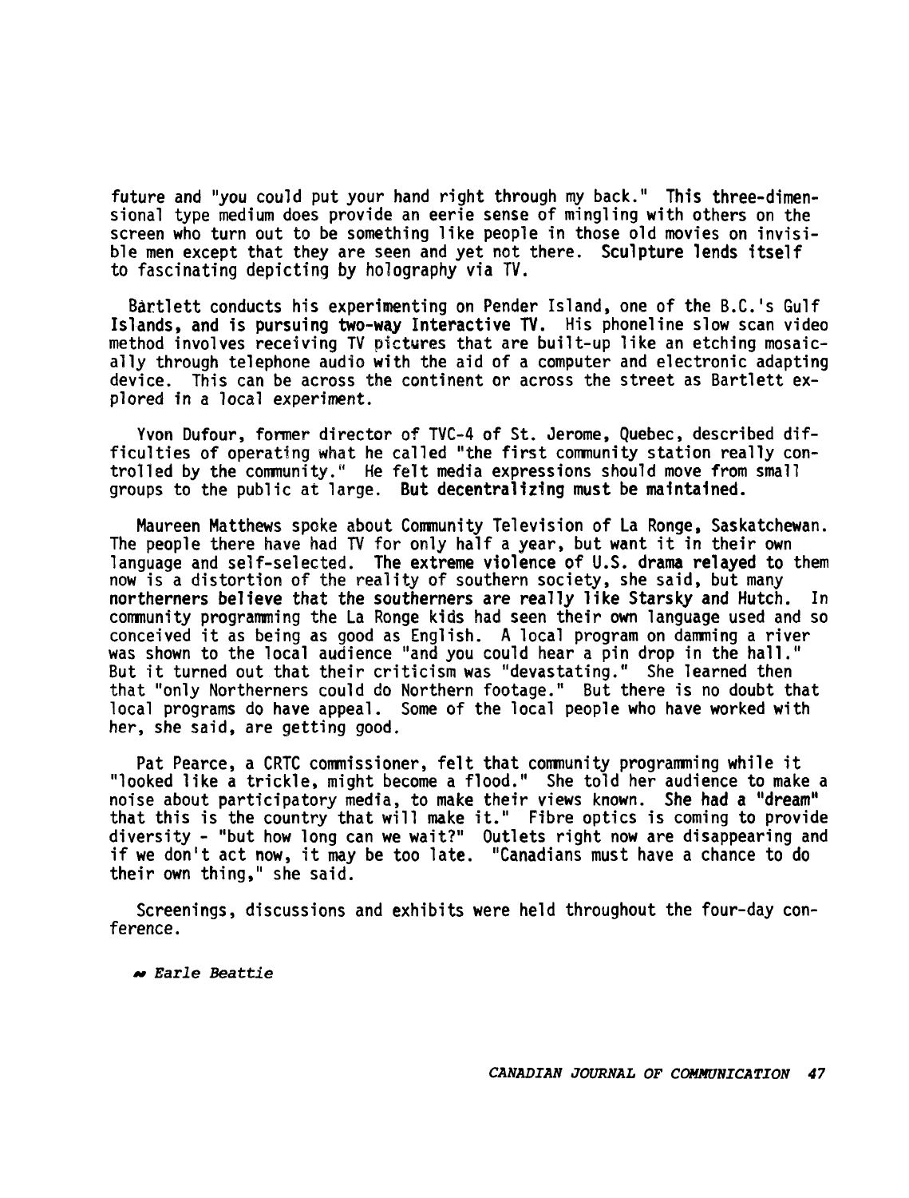future and "you could put your hand right through my back." This three-dimensional type medium does provide an eerie sense of mingling with others on the screen who turn out to be something like people in those old movies on invisible men except that they are seen and yet not there. Sculpture lends itself to fascinating depicting by holography via TV.

Bartlett conducts his experimenting on Pender Island, one of the B.C.'s Gulf Islands, and is pursuing two-way Interactive TV. His phoneline slow scan video method involves receiving TV pictures that are built-up like an etching mosaically through telephone audio with the aid of a computer and electronic adapting device. This can be across the continent or across the street as Bartlett explored in a local experiment.

Yvon Dufour, former director of TVC-4 of St. Jerome, Quebec, described difficulties of operating what he called "the first community station really controlled by the community." He felt media expressions should move from small groups to the public at large. But decentralizing must be maintained.

Maureen Matthews spoke about Community Television of La Ronge, Saskatchewan. The people there have had TV for only half a year, but want it in their own language and self-selected. The extreme violence of U.S. drama relayed to them now is a distortion of the reality of southern society, she said, but many northerners believe that the southerners are really like Starsky and Hutch. In community programming the La Ronge kids had seen their own language used and so conceived it as being as good as English. A local program on damming a river was shown to the local audience "and you could hear a pin drop in the hall." But it turned out that their criticism was "devastating." She learned then that "only Northerners could do Northern footage." But there is no doubt that local programs do have appeal. Some of the local people who have worked with her, she said, are getting good.

Pat Pearce, a CRTC commissioner, felt that community programming while it "looked like a trickle, might become a flood." She told her audience to make a noise about participatory media, to make their views known. She had a "dream" that this is the country that will make it." Fibre optics is coming to provide diversity - "but how long can we wait?" Outlets right now are disappearing and if we don't act now, it may be too late. "Canadians must have a chance to do their own thing," she said.

Screenings, discussions and exhibits were held throughout the four-day conference.

*Earle Beattie*